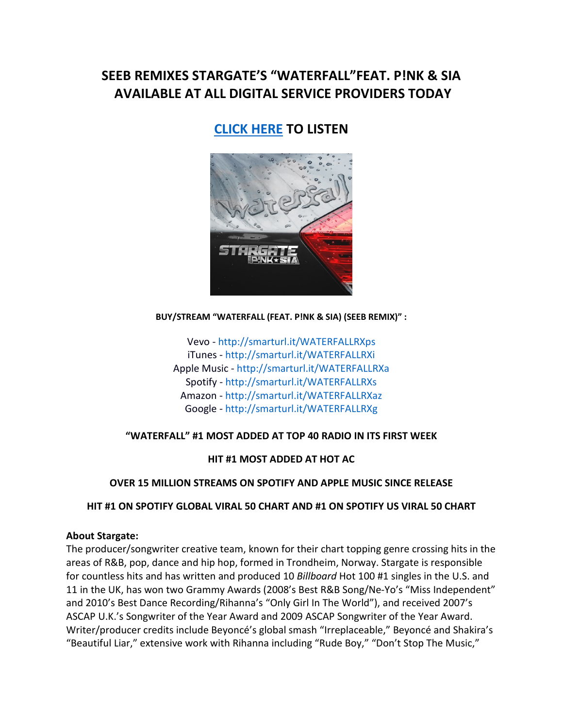# SEEB REMIXES STARGATE'S "WATERFALL"FEAT. P!NK & SIA AVAILABLE AT ALL DIGITAL SERVICE PROVIDERS TODAY

## CLICK HERE TO LISTEN

**BUY/STREAM "WATERFALL (FEAT. P!NK & SIA) (SEEB REMIX)" :**

Vevo - http://smarturl.it/WATERFALLRXps
iTunes - http://smarturl.it/WATERFALLRXi
Apple Music - http://smarturl.it/WATERFALLRXa
Spotify - http://smarturl.it/WATERFALLRXs
Amazon - http://smarturl.it/WATERFALLRXaz
Google - http://smarturl.it/WATERFALLRXg

**"WATERFALL" #1 MOST ADDED AT TOP 40 RADIO IN ITS FIRST WEEK**

**HIT #1 MOST ADDED AT HOT AC**

**OVER 15 MILLION STREAMS ON SPOTIFY AND APPLE MUSIC SINCE RELEASE**

**HIT #1 ON SPOTIFY GLOBAL VIRAL 50 CHART AND #1 ON SPOTIFY US VIRAL 50 CHART**

**About Stargate:**
The producer/songwriter creative team, known for their chart topping genre crossing hits in the areas of R&B, pop, dance and hip hop, formed in Trondheim, Norway. Stargate is responsible for countless hits and has written and produced 10 *Billboard* Hot 100 #1 singles in the U.S. and 11 in the UK, has won two Grammy Awards (2008's Best R&B Song/Ne-Yo's "Miss Independent" and 2010's Best Dance Recording/Rihanna's "Only Girl In The World"), and received 2007's ASCAP U.K.'s Songwriter of the Year Award and 2009 ASCAP Songwriter of the Year Award. Writer/producer credits include Beyoncé's global smash "Irreplaceable," Beyoncé and Shakira's "Beautiful Liar," extensive work with Rihanna including "Rude Boy," "Don't Stop The Music,"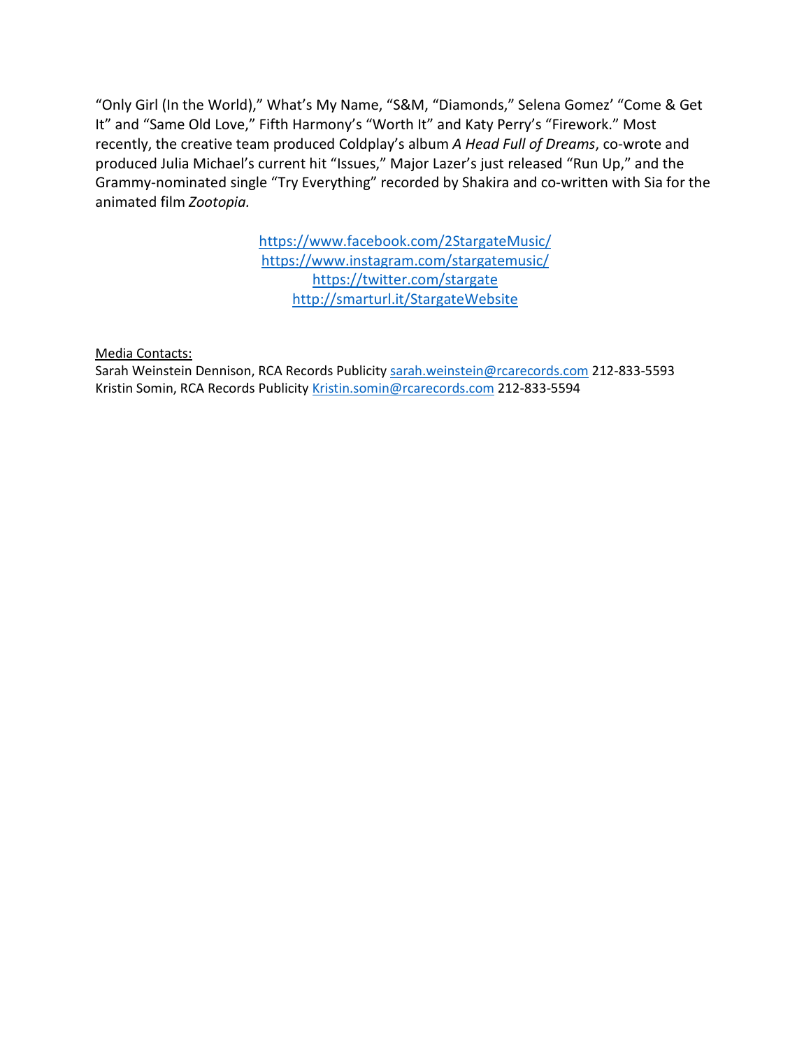"Only Girl (In the World)," What's My Name, "S&M, "Diamonds," Selena Gomez' "Come & Get It" and "Same Old Love," Fifth Harmony's "Worth It" and Katy Perry's "Firework." Most recently, the creative team produced Coldplay's album *A Head Full of Dreams*, co-wrote and produced Julia Michael's current hit "Issues," Major Lazer's just released "Run Up," and the Grammy-nominated single "Try Everything" recorded by Shakira and co-written with Sia for the animated film *Zootopia.*

https://www.facebook.com/2StargateMusic/
https://www.instagram.com/stargatemusic/
https://twitter.com/stargate
http://smarturl.it/StargateWebsite

Media Contacts:
Sarah Weinstein Dennison, RCA Records Publicity sarah.weinstein@rcarecords.com 212-833-5593
Kristin Somin, RCA Records Publicity Kristin.somin@rcarecords.com 212-833-5594